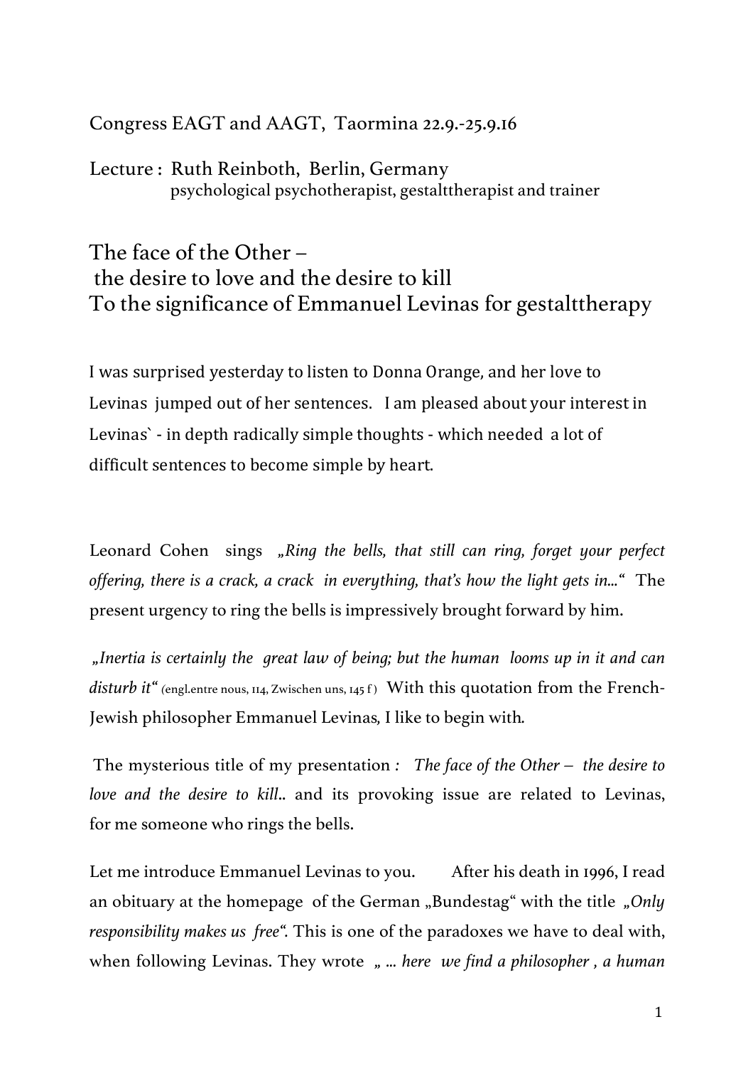Congress EAGT and AAGT, Taormina 22.9.-25.9.16

Lecture : Ruth Reinboth, Berlin, Germany
psychological psychotherapist, gestalttherapist and trainer

# The face of the Other – the desire to love and the desire to kill
# To the significance of Emmanuel Levinas for gestalttherapy

I was surprised yesterday to listen to Donna Orange, and her love to Levinas jumped out of her sentences. I am pleased about your interest in Levinas` - in depth radically simple thoughts - which needed a lot of difficult sentences to become simple by heart.

Leonard Cohen sings *„Ring the bells, that still can ring, forget your perfect offering, there is a crack, a crack in everything, that's how the light gets in..."* The present urgency to ring the bells is impressively brought forward by him.

*„Inertia is certainly the great law of being; but the human looms up in it and can disturb it"* (engl.entre nous, 114, Zwischen uns, 145 f ) With this quotation from the French-Jewish philosopher Emmanuel Levinas, I like to begin with.

The mysterious title of my presentation : *The face of the Other – the desire to love and the desire to kill..* and its provoking issue are related to Levinas, for me someone who rings the bells.

Let me introduce Emmanuel Levinas to you. After his death in 1996, I read an obituary at the homepage of the German „Bundestag" with the title *„Only responsibility makes us free".* This is one of the paradoxes we have to deal with, when following Levinas. They wrote *„ ... here we find a philosopher , a human*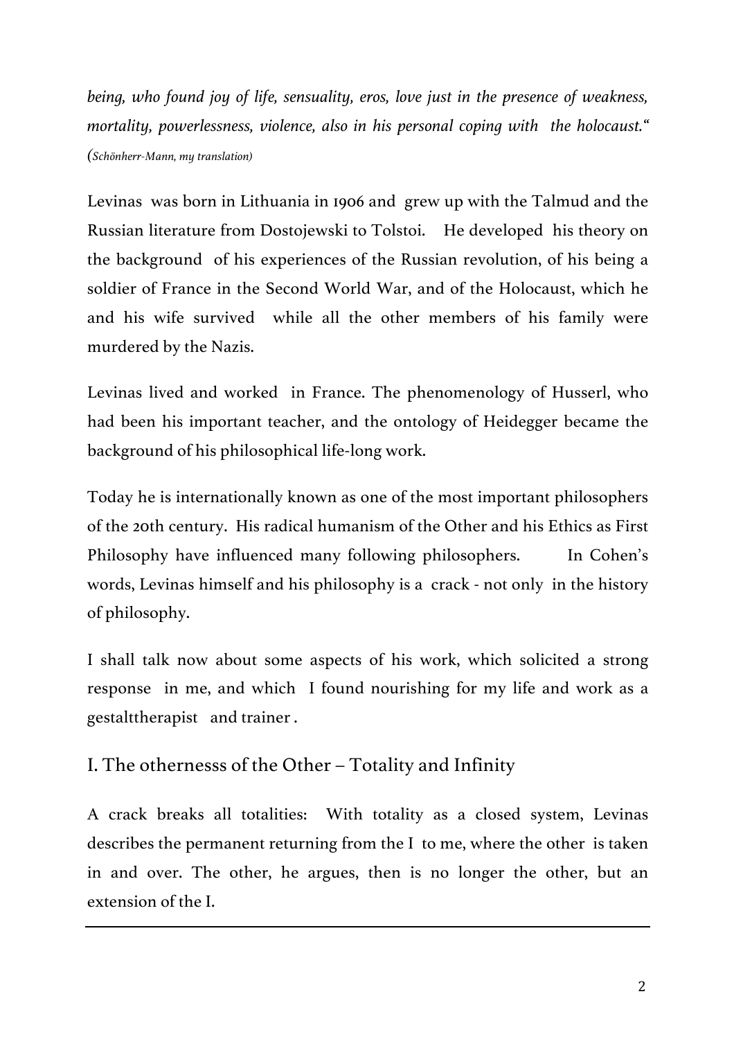*being, who found joy of life, sensuality, eros, love just in the presence of weakness, mortality, powerlessness, violence, also in his personal coping with the holocaust.“ (Schönherr-Mann, my translation)*

Levinas was born in Lithuania in 1906 and grew up with the Talmud and the Russian literature from Dostojewski to Tolstoi. He developed his theory on the background of his experiences of the Russian revolution, of his being a soldier of France in the Second World War, and of the Holocaust, which he and his wife survived while all the other members of his family were murdered by the Nazis.

Levinas lived and worked in France. The phenomenology of Husserl, who had been his important teacher, and the ontology of Heidegger became the background of his philosophical life-long work.

Today he is internationally known as one of the most important philosophers of the 20th century. His radical humanism of the Other and his Ethics as First Philosophy have influenced many following philosophers. In Cohen's words, Levinas himself and his philosophy is a crack - not only in the history of philosophy.

I shall talk now about some aspects of his work, which solicited a strong response in me, and which I found nourishing for my life and work as a gestalttherapist and trainer .

## I. The othernesss of the Other – Totality and Infinity

A crack breaks all totalities: With totality as a closed system, Levinas describes the permanent returning from the I to me, where the other is taken in and over. The other, he argues, then is no longer the other, but an extension of the I.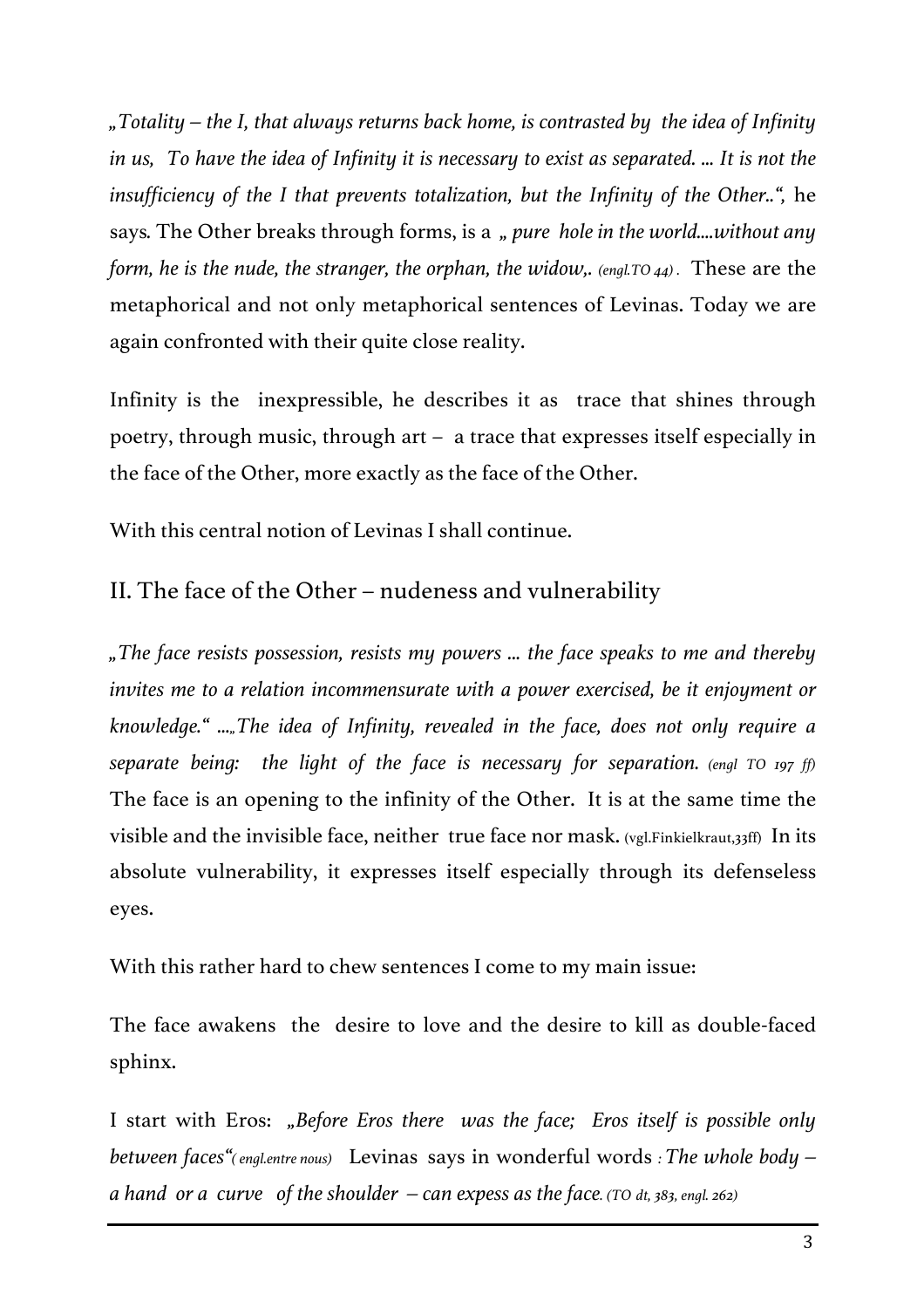*„Totality – the I, that always returns back home, is contrasted by the idea of Infinity in us, To have the idea of Infinity it is necessary to exist as separated. ... It is not the insufficiency of the I that prevents totalization, but the Infinity of the Other..“,* he says. The Other breaks through forms, is a *„ pure hole in the world....without any form, he is the nude, the stranger, the orphan, the widow,. (engl.TO 44) .* These are the metaphorical and not only metaphorical sentences of Levinas. Today we are again confronted with their quite close reality.

Infinity is the inexpressible, he describes it as trace that shines through poetry, through music, through art – a trace that expresses itself especially in the face of the Other, more exactly as the face of the Other.

With this central notion of Levinas I shall continue.

## II. The face of the Other – nudeness and vulnerability

*„The face resists possession, resists my powers ... the face speaks to me and thereby invites me to a relation incommensurate with a power exercised, be it enjoyment or knowledge.“ ....„The idea of Infinity, revealed in the face, does not only require a separate being: the light of the face is necessary for separation. (engl TO 197 ff)* The face is an opening to the infinity of the Other. It is at the same time the visible and the invisible face, neither true face nor mask. (vgl.Finkielkraut,33ff) In its absolute vulnerability, it expresses itself especially through its defenseless eyes.

With this rather hard to chew sentences I come to my main issue:

The face awakens the desire to love and the desire to kill as double-faced sphinx.

I start with Eros: *„Before Eros there was the face; Eros itself is possible only between faces“( engl.entre nous)* Levinas says in wonderful words *: The whole body – a hand or a curve of the shoulder – can expess as the face. (TO dt, 383, engl. 262)*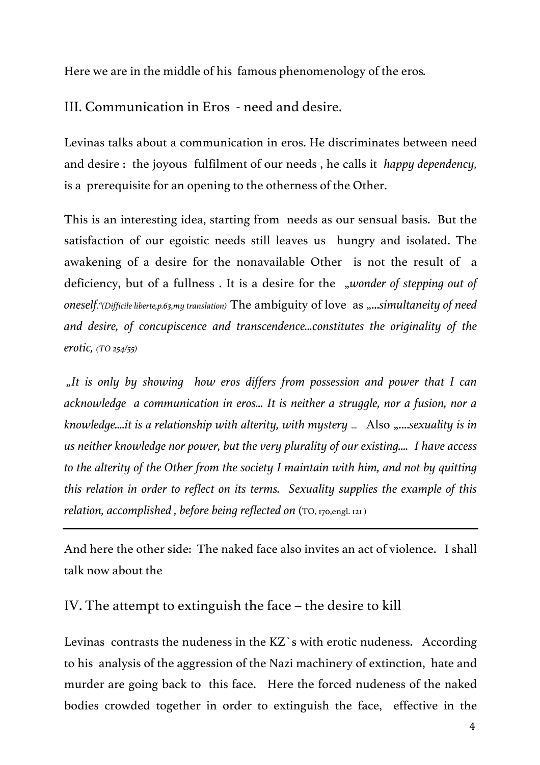Here we are in the middle of his famous phenomenology of the eros.

## III. Communication in Eros - need and desire.

Levinas talks about a communication in eros. He discriminates between need and desire : the joyous fulfilment of our needs , he calls it *happy dependency,* is a prerequisite for an opening to the otherness of the Other.

This is an interesting idea, starting from needs as our sensual basis. But the satisfaction of our egoistic needs still leaves us hungry and isolated. The awakening of a desire for the nonavailable Other is not the result of a deficiency, but of a fullness . It is a desire for the „*wonder of stepping out of oneself.*"*(Difficile liberte,p.63,my translation)* The ambiguity of love as „*...simultaneity of need and desire, of concupiscence and transcendence...constitutes the originality of the erotic, (TO 254/55)*

*„It is only by showing how eros differs from possession and power that I can acknowledge a communication in eros... It is neither a struggle, nor a fusion, nor a knowledge....it is a relationship with alterity, with mystery ...* Also „*....sexuality is in us neither knowledge nor power, but the very plurality of our existing.... I have access to the alterity of the Other from the society I maintain with him, and not by quitting this relation in order to reflect on its terms. Sexuality supplies the example of this relation, accomplished , before being reflected on* (TO, 170,engl. 121 )

---

And here the other side: The naked face also invites an act of violence. I shall talk now about the

## IV. The attempt to extinguish the face – the desire to kill

Levinas contrasts the nudeness in the KZ`s with erotic nudeness. According to his analysis of the aggression of the Nazi machinery of extinction, hate and murder are going back to this face. Here the forced nudeness of the naked bodies crowded together in order to extinguish the face, effective in the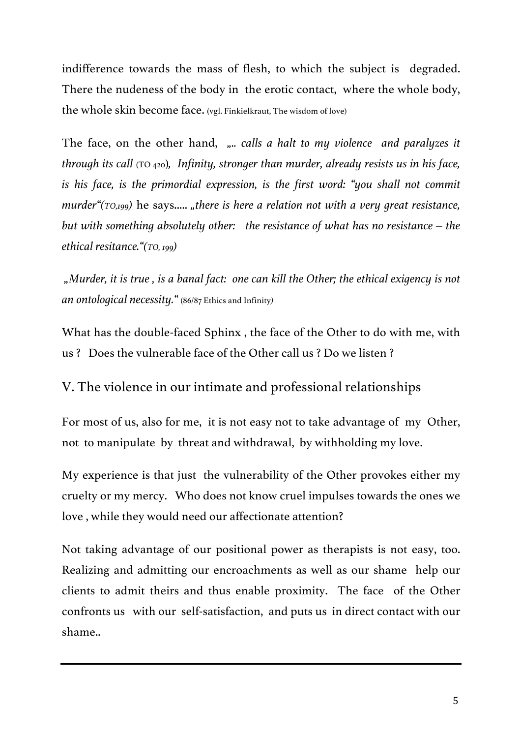indifference towards the mass of flesh, to which the subject is degraded. There the nudeness of the body in the erotic contact, where the whole body, the whole skin become face. (vgl. Finkielkraut, The wisdom of love)

The face, on the other hand, *„.. calls a halt to my violence and paralyzes it through its call* (TO 420)*, Infinity, stronger than murder, already resists us in his face, is his face, is the primordial expression, is the first word: "you shall not commit murder"(TO,199)* he says..... *„there is here a relation not with a very great resistance, but with something absolutely other: the resistance of what has no resistance – the ethical resitance."(TO, 199)*

*„Murder, it is true , is a banal fact: one can kill the Other; the ethical exigency is not an ontological necessity."* (86/87 Ethics and Infinity)

What has the double-faced Sphinx , the face of the Other to do with me, with us ? Does the vulnerable face of the Other call us ? Do we listen ?

## V. The violence in our intimate and professional relationships

For most of us, also for me, it is not easy not to take advantage of my Other, not to manipulate by threat and withdrawal, by withholding my love.

My experience is that just the vulnerability of the Other provokes either my cruelty or my mercy. Who does not know cruel impulses towards the ones we love , while they would need our affectionate attention?

Not taking advantage of our positional power as therapists is not easy, too. Realizing and admitting our encroachments as well as our shame help our clients to admit theirs and thus enable proximity. The face of the Other confronts us with our self-satisfaction, and puts us in direct contact with our shame..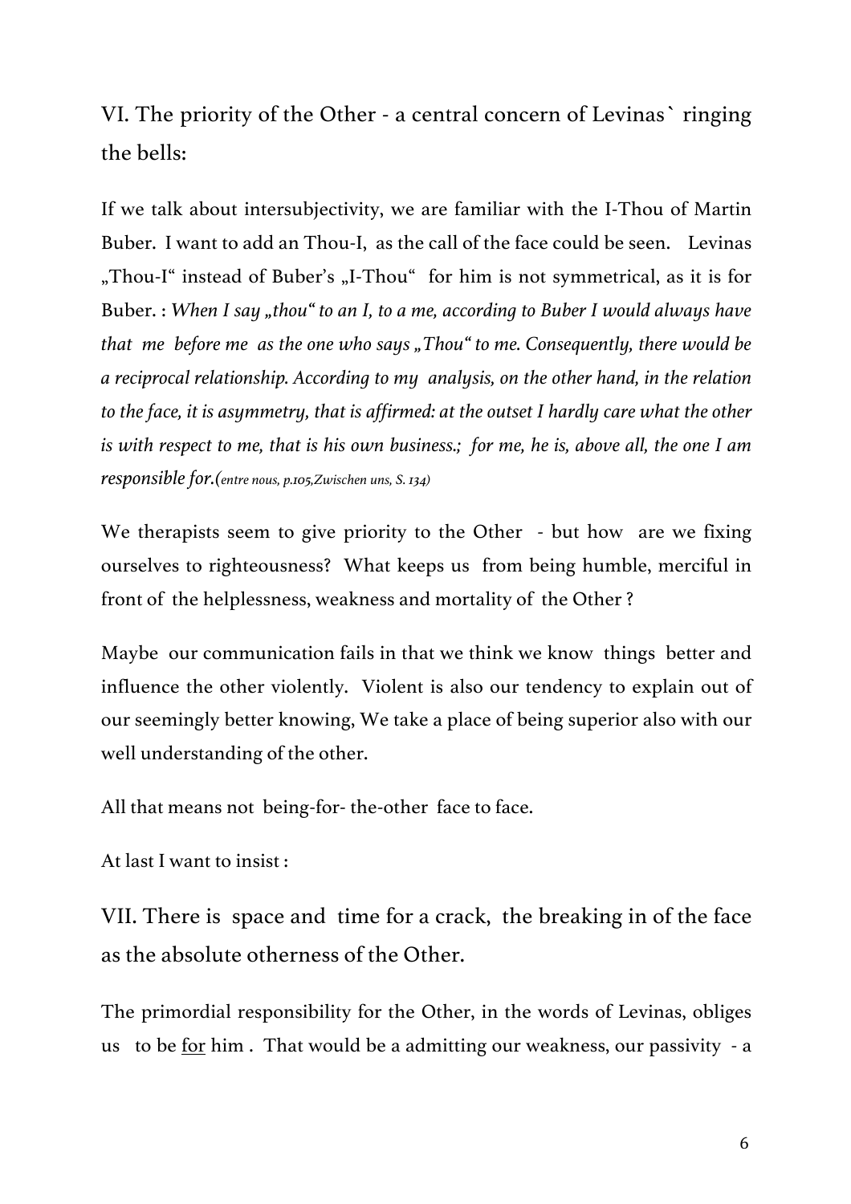## VI. The priority of the Other - a central concern of Levinas` ringing the bells:

If we talk about intersubjectivity, we are familiar with the I-Thou of Martin Buber. I want to add an Thou-I, as the call of the face could be seen. Levinas „Thou-I" instead of Buber's „I-Thou" for him is not symmetrical, as it is for Buber. : *When I say „thou" to an I, to a me, according to Buber I would always have that me before me as the one who says „Thou" to me. Consequently, there would be a reciprocal relationship. According to my analysis, on the other hand, in the relation to the face, it is asymmetry, that is affirmed: at the outset I hardly care what the other is with respect to me, that is his own business.; for me, he is, above all, the one I am responsible for.(entre nous, p.105,Zwischen uns, S. 134)*

We therapists seem to give priority to the Other - but how are we fixing ourselves to righteousness? What keeps us from being humble, merciful in front of the helplessness, weakness and mortality of the Other ?

Maybe our communication fails in that we think we know things better and influence the other violently. Violent is also our tendency to explain out of our seemingly better knowing, We take a place of being superior also with our well understanding of the other.

All that means not being-for- the-other face to face.

At last I want to insist :

## VII. There is space and time for a crack, the breaking in of the face as the absolute otherness of the Other.

The primordial responsibility for the Other, in the words of Levinas, obliges us to be <u>for</u> him . That would be a admitting our weakness, our passivity - a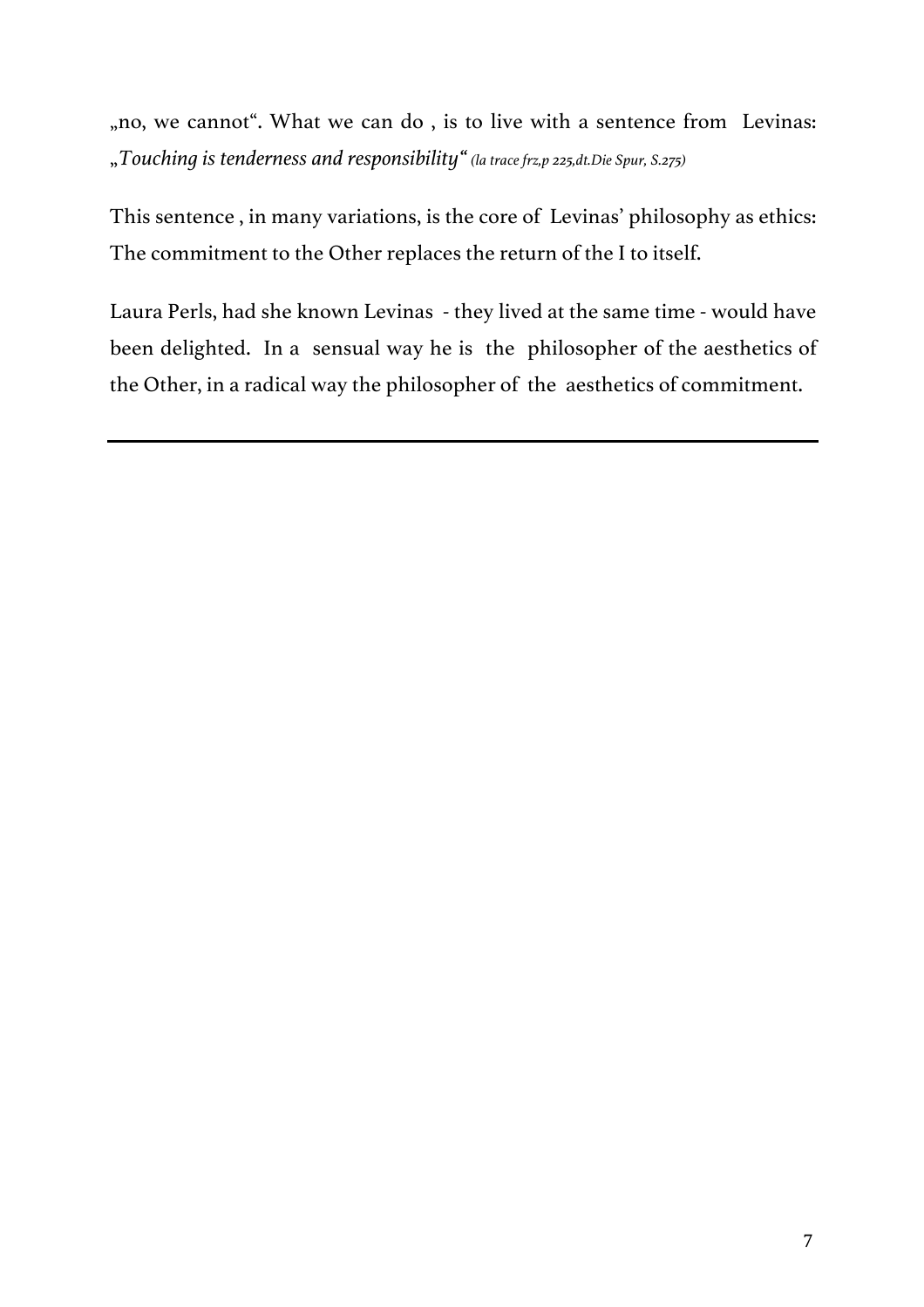„no, we cannot“. What we can do , is to live with a sentence from Levinas: „*Touching is tenderness and responsibility*“ *(la trace frz,p 225,dt.Die Spur, S.275)*

This sentence , in many variations, is the core of Levinas' philosophy as ethics: The commitment to the Other replaces the return of the I to itself.

Laura Perls, had she known Levinas - they lived at the same time - would have been delighted. In a sensual way he is the philosopher of the aesthetics of the Other, in a radical way the philosopher of the aesthetics of commitment.

---